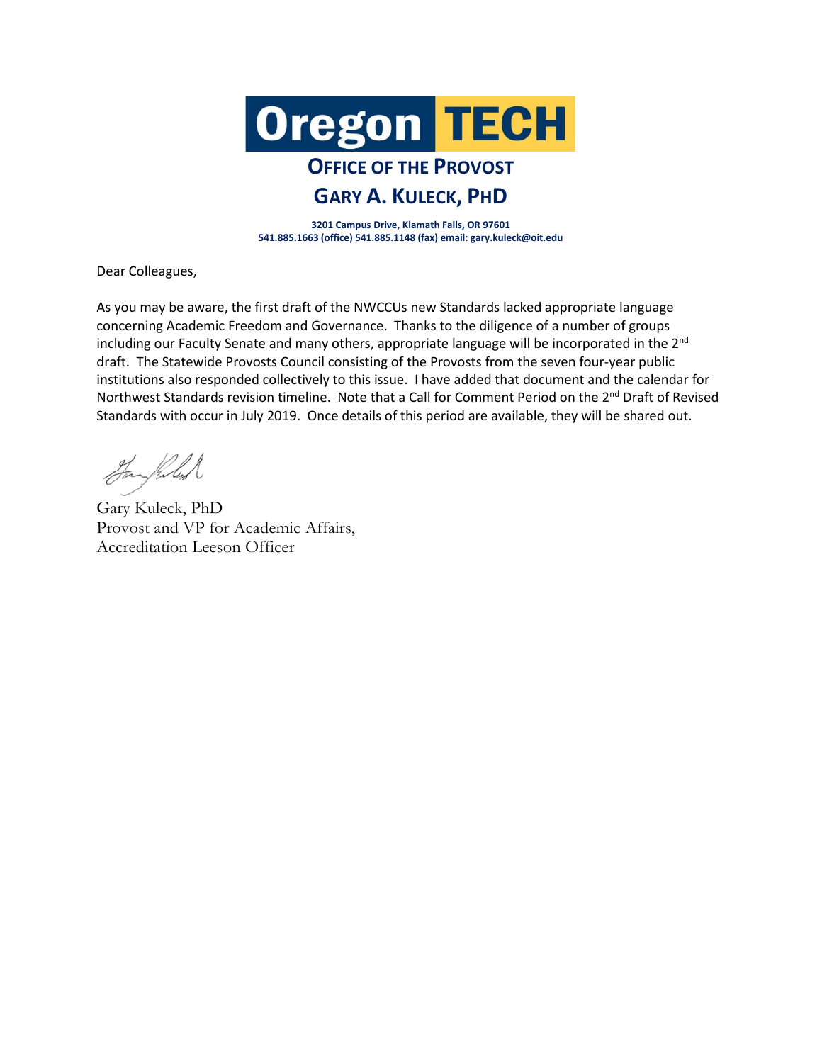# Oregon TECH

## OFFICE OF THE PROVOST

## GARY A. KULECK, PHD

**3201 Campus Drive, Klamath Falls, OR 97601**
**541.885.1663 (office) 541.885.1148 (fax) email: gary.kuleck@oit.edu**

Dear Colleagues,

As you may be aware, the first draft of the NWCCUs new Standards lacked appropriate language concerning Academic Freedom and Governance. Thanks to the diligence of a number of groups including our Faculty Senate and many others, appropriate language will be incorporated in the 2nd draft. The Statewide Provosts Council consisting of the Provosts from the seven four-year public institutions also responded collectively to this issue. I have added that document and the calendar for Northwest Standards revision timeline. Note that a Call for Comment Period on the 2nd Draft of Revised Standards with occur in July 2019. Once details of this period are available, they will be shared out.

Gary Kuleck, PhD
Provost and VP for Academic Affairs,
Accreditation Leeson Officer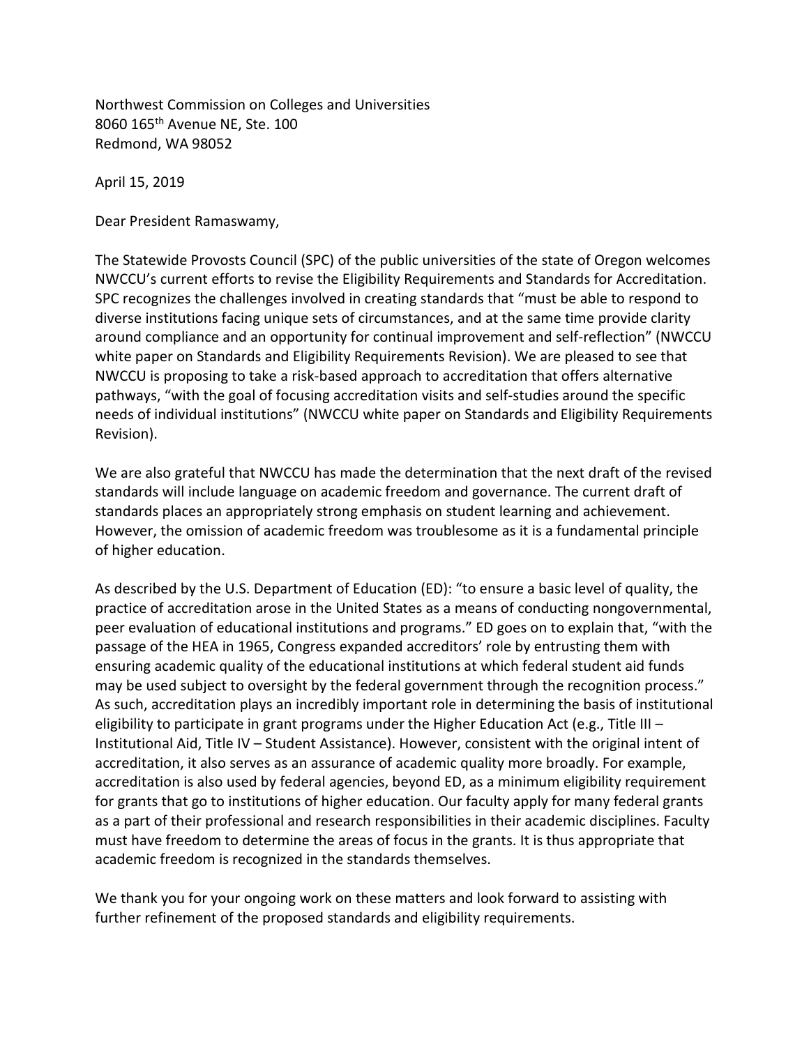Northwest Commission on Colleges and Universities
8060 165th Avenue NE, Ste. 100
Redmond, WA 98052

April 15, 2019

Dear President Ramaswamy,

The Statewide Provosts Council (SPC) of the public universities of the state of Oregon welcomes NWCCU's current efforts to revise the Eligibility Requirements and Standards for Accreditation. SPC recognizes the challenges involved in creating standards that "must be able to respond to diverse institutions facing unique sets of circumstances, and at the same time provide clarity around compliance and an opportunity for continual improvement and self-reflection" (NWCCU white paper on Standards and Eligibility Requirements Revision). We are pleased to see that NWCCU is proposing to take a risk-based approach to accreditation that offers alternative pathways, "with the goal of focusing accreditation visits and self-studies around the specific needs of individual institutions" (NWCCU white paper on Standards and Eligibility Requirements Revision).

We are also grateful that NWCCU has made the determination that the next draft of the revised standards will include language on academic freedom and governance. The current draft of standards places an appropriately strong emphasis on student learning and achievement. However, the omission of academic freedom was troublesome as it is a fundamental principle of higher education.

As described by the U.S. Department of Education (ED): "to ensure a basic level of quality, the practice of accreditation arose in the United States as a means of conducting nongovernmental, peer evaluation of educational institutions and programs." ED goes on to explain that, "with the passage of the HEA in 1965, Congress expanded accreditors' role by entrusting them with ensuring academic quality of the educational institutions at which federal student aid funds may be used subject to oversight by the federal government through the recognition process." As such, accreditation plays an incredibly important role in determining the basis of institutional eligibility to participate in grant programs under the Higher Education Act (e.g., Title III – Institutional Aid, Title IV – Student Assistance). However, consistent with the original intent of accreditation, it also serves as an assurance of academic quality more broadly. For example, accreditation is also used by federal agencies, beyond ED, as a minimum eligibility requirement for grants that go to institutions of higher education. Our faculty apply for many federal grants as a part of their professional and research responsibilities in their academic disciplines. Faculty must have freedom to determine the areas of focus in the grants. It is thus appropriate that academic freedom is recognized in the standards themselves.

We thank you for your ongoing work on these matters and look forward to assisting with further refinement of the proposed standards and eligibility requirements.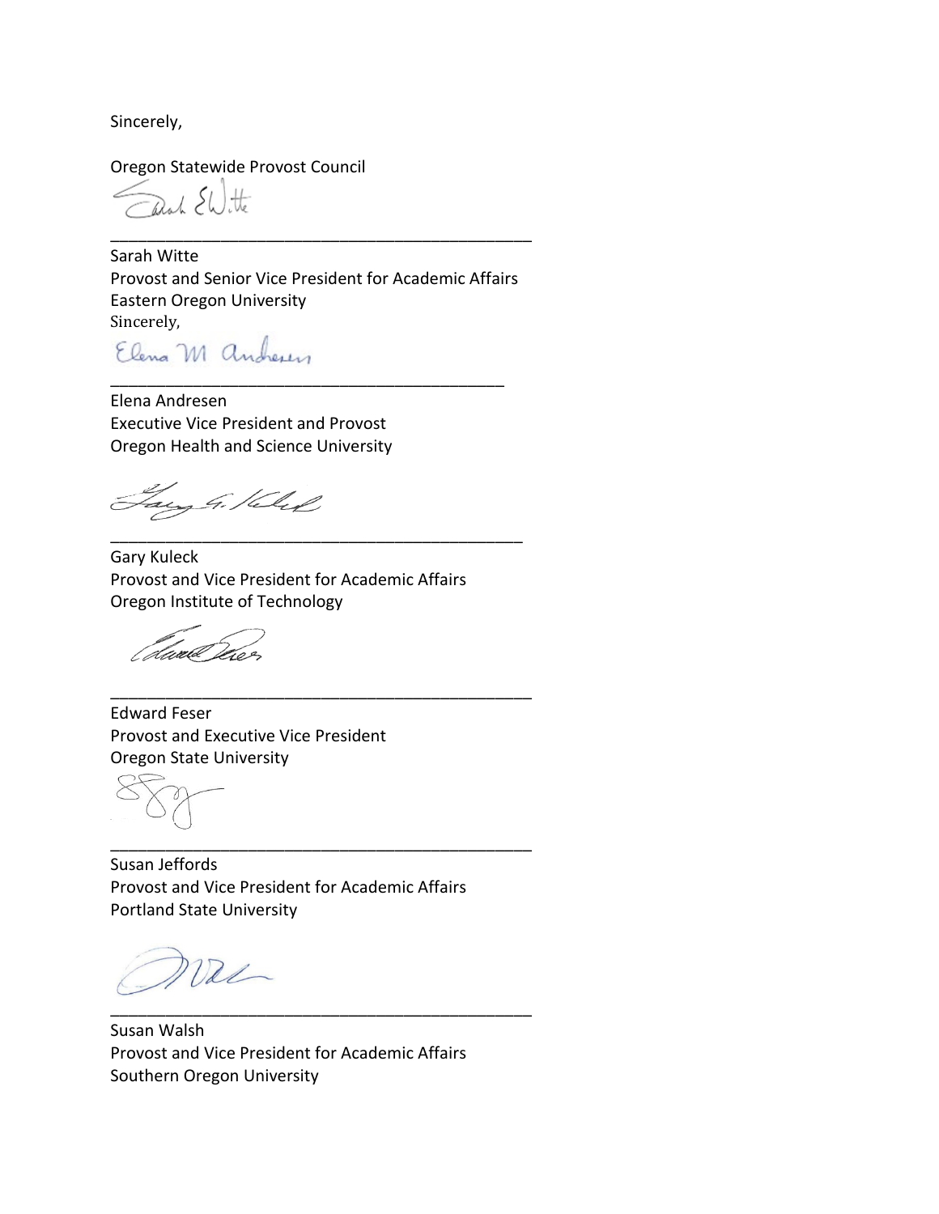Sincerely,

Oregon Statewide Provost Council

_______________________________________________

Sarah Witte
Provost and Senior Vice President for Academic Affairs
Eastern Oregon University

Sincerely,

_____________________________________________

Elena Andresen
Executive Vice President and Provost
Oregon Health and Science University

_____________________________________________

Gary Kuleck
Provost and Vice President for Academic Affairs
Oregon Institute of Technology

_______________________________________________

Edward Feser
Provost and Executive Vice President
Oregon State University

_______________________________________________

Susan Jeffords
Provost and Vice President for Academic Affairs
Portland State University

_______________________________________________

Susan Walsh
Provost and Vice President for Academic Affairs
Southern Oregon University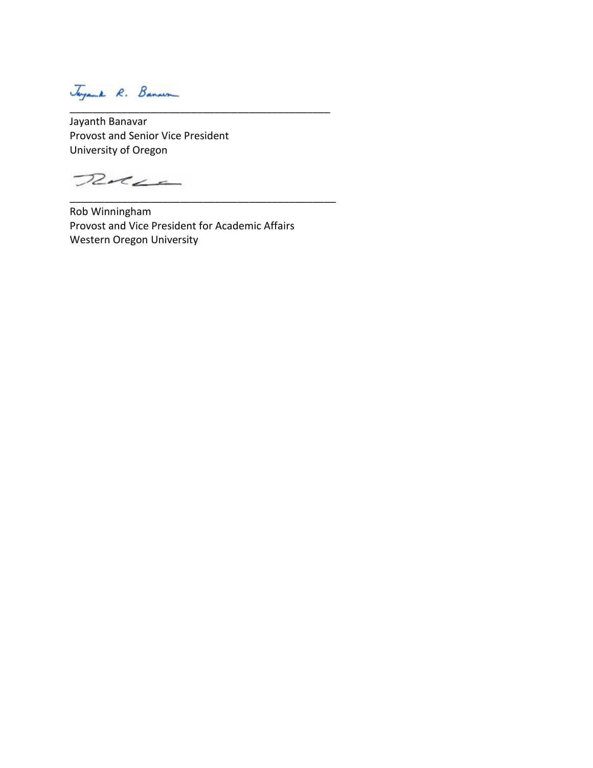Jayanth R. Banavar

_______________________________________________

Jayanth Banavar
Provost and Senior Vice President
University of Oregon

_______________________________________________

Rob Winningham
Provost and Vice President for Academic Affairs
Western Oregon University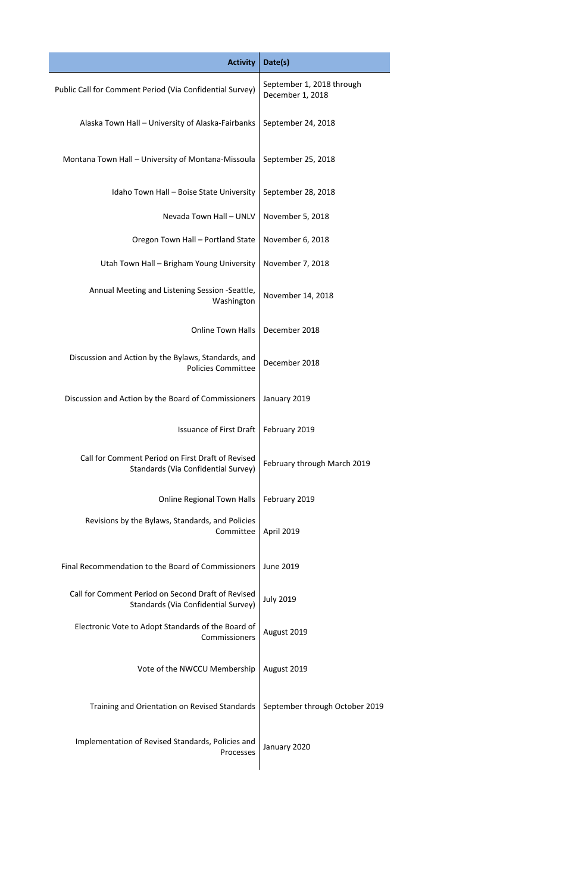| Activity | Date(s) |
| --- | --- |
| Public Call for Comment Period (Via Confidential Survey) | September 1, 2018 through December 1, 2018 |
| Alaska Town Hall – University of Alaska-Fairbanks | September 24, 2018 |
| Montana Town Hall – University of Montana-Missoula | September 25, 2018 |
| Idaho Town Hall – Boise State University | September 28, 2018 |
| Nevada Town Hall – UNLV | November 5, 2018 |
| Oregon Town Hall – Portland State | November 6, 2018 |
| Utah Town Hall – Brigham Young University | November 7, 2018 |
| Annual Meeting and Listening Session -Seattle, Washington | November 14, 2018 |
| Online Town Halls | December 2018 |
| Discussion and Action by the Bylaws, Standards, and Policies Committee | December 2018 |
| Discussion and Action by the Board of Commissioners | January 2019 |
| Issuance of First Draft | February 2019 |
| Call for Comment Period on First Draft of Revised Standards (Via Confidential Survey) | February through March 2019 |
| Online Regional Town Halls | February 2019 |
| Revisions by the Bylaws, Standards, and Policies Committee | April 2019 |
| Final Recommendation to the Board of Commissioners | June 2019 |
| Call for Comment Period on Second Draft of Revised Standards (Via Confidential Survey) | July 2019 |
| Electronic Vote to Adopt Standards of the Board of Commissioners | August 2019 |
| Vote of the NWCCU Membership | August 2019 |
| Training and Orientation on Revised Standards | September through October 2019 |
| Implementation of Revised Standards, Policies and Processes | January 2020 |